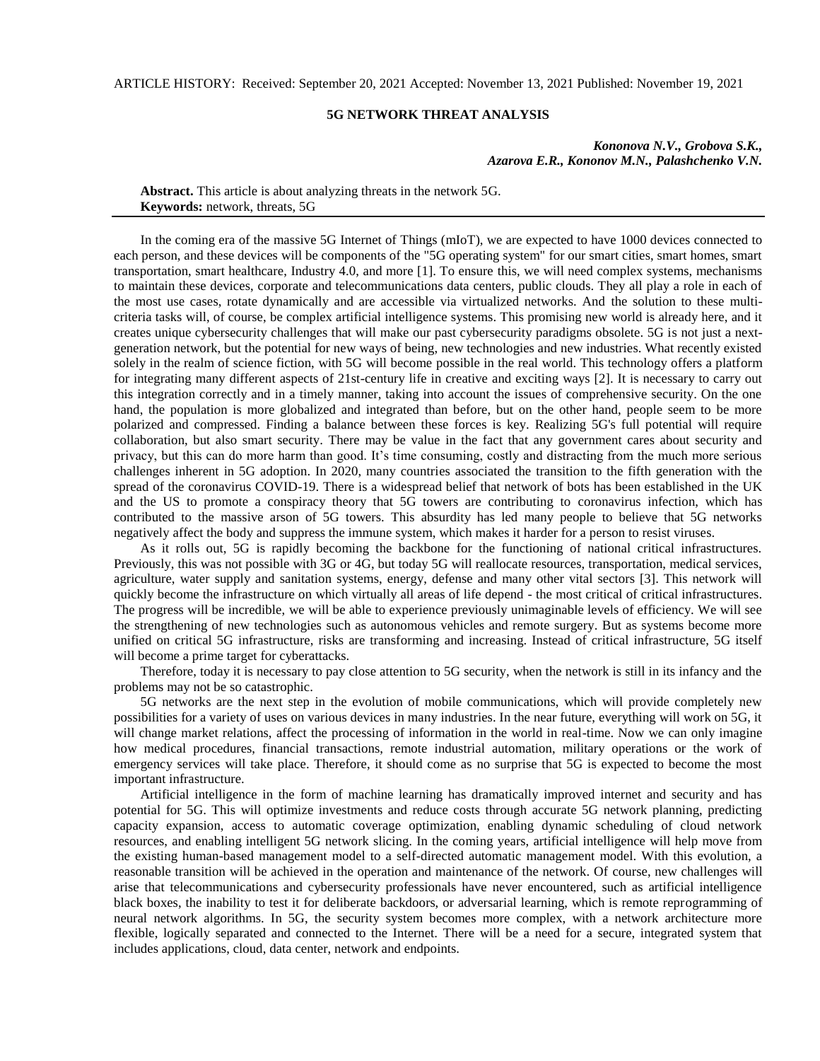ARTICLE HISTORY: Received: September 20, 2021 Accepted: November 13, 2021 Published: November 19, 2021

# 5G NETWORK THREAT ANALYSIS

***Kononova N.V., Grobova S.K., Azarova E.R., Kononov M.N., Palashchenko V.N.***

**Abstract.** This article is about analyzing threats in the network 5G.
**Keywords:** network, threats, 5G

In the coming era of the massive 5G Internet of Things (mIoT), we are expected to have 1000 devices connected to each person, and these devices will be components of the "5G operating system" for our smart cities, smart homes, smart transportation, smart healthcare, Industry 4.0, and more [1]. To ensure this, we will need complex systems, mechanisms to maintain these devices, corporate and telecommunications data centers, public clouds. They all play a role in each of the most use cases, rotate dynamically and are accessible via virtualized networks. And the solution to these multi-criteria tasks will, of course, be complex artificial intelligence systems. This promising new world is already here, and it creates unique cybersecurity challenges that will make our past cybersecurity paradigms obsolete. 5G is not just a next-generation network, but the potential for new ways of being, new technologies and new industries. What recently existed solely in the realm of science fiction, with 5G will become possible in the real world. This technology offers a platform for integrating many different aspects of 21st-century life in creative and exciting ways [2]. It is necessary to carry out this integration correctly and in a timely manner, taking into account the issues of comprehensive security. On the one hand, the population is more globalized and integrated than before, but on the other hand, people seem to be more polarized and compressed. Finding a balance between these forces is key. Realizing 5G's full potential will require collaboration, but also smart security. There may be value in the fact that any government cares about security and privacy, but this can do more harm than good. It's time consuming, costly and distracting from the much more serious challenges inherent in 5G adoption. In 2020, many countries associated the transition to the fifth generation with the spread of the coronavirus COVID-19. There is a widespread belief that network of bots has been established in the UK and the US to promote a conspiracy theory that 5G towers are contributing to coronavirus infection, which has contributed to the massive arson of 5G towers. This absurdity has led many people to believe that 5G networks negatively affect the body and suppress the immune system, which makes it harder for a person to resist viruses.

As it rolls out, 5G is rapidly becoming the backbone for the functioning of national critical infrastructures. Previously, this was not possible with 3G or 4G, but today 5G will reallocate resources, transportation, medical services, agriculture, water supply and sanitation systems, energy, defense and many other vital sectors [3]. This network will quickly become the infrastructure on which virtually all areas of life depend - the most critical of critical infrastructures. The progress will be incredible, we will be able to experience previously unimaginable levels of efficiency. We will see the strengthening of new technologies such as autonomous vehicles and remote surgery. But as systems become more unified on critical 5G infrastructure, risks are transforming and increasing. Instead of critical infrastructure, 5G itself will become a prime target for cyberattacks.

Therefore, today it is necessary to pay close attention to 5G security, when the network is still in its infancy and the problems may not be so catastrophic.

5G networks are the next step in the evolution of mobile communications, which will provide completely new possibilities for a variety of uses on various devices in many industries. In the near future, everything will work on 5G, it will change market relations, affect the processing of information in the world in real-time. Now we can only imagine how medical procedures, financial transactions, remote industrial automation, military operations or the work of emergency services will take place. Therefore, it should come as no surprise that 5G is expected to become the most important infrastructure.

Artificial intelligence in the form of machine learning has dramatically improved internet and security and has potential for 5G. This will optimize investments and reduce costs through accurate 5G network planning, predicting capacity expansion, access to automatic coverage optimization, enabling dynamic scheduling of cloud network resources, and enabling intelligent 5G network slicing. In the coming years, artificial intelligence will help move from the existing human-based management model to a self-directed automatic management model. With this evolution, a reasonable transition will be achieved in the operation and maintenance of the network. Of course, new challenges will arise that telecommunications and cybersecurity professionals have never encountered, such as artificial intelligence black boxes, the inability to test it for deliberate backdoors, or adversarial learning, which is remote reprogramming of neural network algorithms. In 5G, the security system becomes more complex, with a network architecture more flexible, logically separated and connected to the Internet. There will be a need for a secure, integrated system that includes applications, cloud, data center, network and endpoints.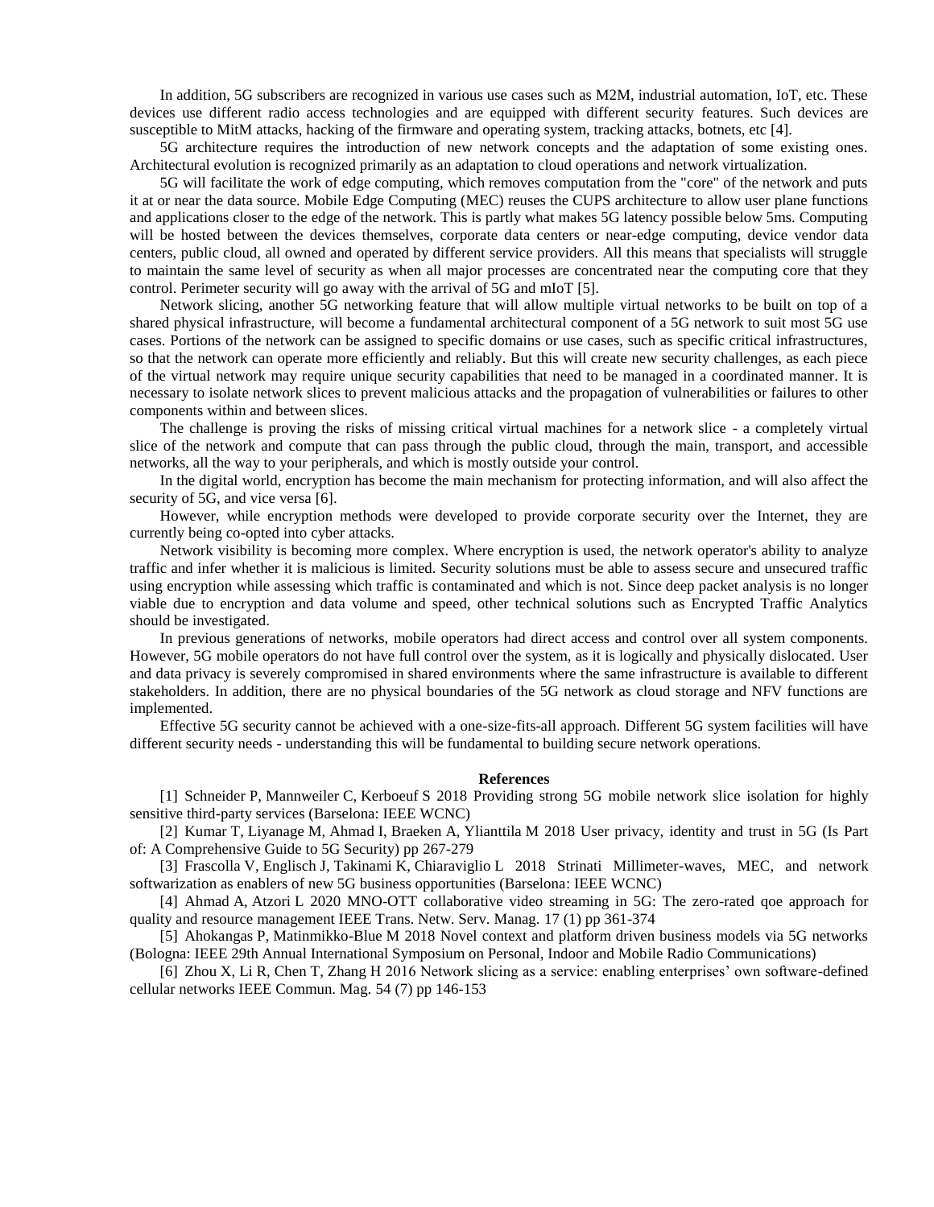In addition, 5G subscribers are recognized in various use cases such as M2M, industrial automation, IoT, etc. These devices use different radio access technologies and are equipped with different security features. Such devices are susceptible to MitM attacks, hacking of the firmware and operating system, tracking attacks, botnets, etc [4].

5G architecture requires the introduction of new network concepts and the adaptation of some existing ones. Architectural evolution is recognized primarily as an adaptation to cloud operations and network virtualization.

5G will facilitate the work of edge computing, which removes computation from the "core" of the network and puts it at or near the data source. Mobile Edge Computing (MEC) reuses the CUPS architecture to allow user plane functions and applications closer to the edge of the network. This is partly what makes 5G latency possible below 5ms. Computing will be hosted between the devices themselves, corporate data centers or near-edge computing, device vendor data centers, public cloud, all owned and operated by different service providers. All this means that specialists will struggle to maintain the same level of security as when all major processes are concentrated near the computing core that they control. Perimeter security will go away with the arrival of 5G and mIoT [5].

Network slicing, another 5G networking feature that will allow multiple virtual networks to be built on top of a shared physical infrastructure, will become a fundamental architectural component of a 5G network to suit most 5G use cases. Portions of the network can be assigned to specific domains or use cases, such as specific critical infrastructures, so that the network can operate more efficiently and reliably. But this will create new security challenges, as each piece of the virtual network may require unique security capabilities that need to be managed in a coordinated manner. It is necessary to isolate network slices to prevent malicious attacks and the propagation of vulnerabilities or failures to other components within and between slices.

The challenge is proving the risks of missing critical virtual machines for a network slice - a completely virtual slice of the network and compute that can pass through the public cloud, through the main, transport, and accessible networks, all the way to your peripherals, and which is mostly outside your control.

In the digital world, encryption has become the main mechanism for protecting information, and will also affect the security of 5G, and vice versa [6].

However, while encryption methods were developed to provide corporate security over the Internet, they are currently being co-opted into cyber attacks.

Network visibility is becoming more complex. Where encryption is used, the network operator's ability to analyze traffic and infer whether it is malicious is limited. Security solutions must be able to assess secure and unsecured traffic using encryption while assessing which traffic is contaminated and which is not. Since deep packet analysis is no longer viable due to encryption and data volume and speed, other technical solutions such as Encrypted Traffic Analytics should be investigated.

In previous generations of networks, mobile operators had direct access and control over all system components. However, 5G mobile operators do not have full control over the system, as it is logically and physically dislocated. User and data privacy is severely compromised in shared environments where the same infrastructure is available to different stakeholders. In addition, there are no physical boundaries of the 5G network as cloud storage and NFV functions are implemented.

Effective 5G security cannot be achieved with a one-size-fits-all approach. Different 5G system facilities will have different security needs - understanding this will be fundamental to building secure network operations.

## References

[1] Schneider P, Mannweiler C, Kerboeuf S 2018 Providing strong 5G mobile network slice isolation for highly sensitive third-party services (Barselona: IEEE WCNC)

[2] Kumar T, Liyanage M, Ahmad I, Braeken A, Ylianttila M 2018 User privacy, identity and trust in 5G (Is Part of: A Comprehensive Guide to 5G Security) pp 267-279

[3] Frascolla V, Englisch J, Takinami K, Chiaraviglio L 2018 Strinati Millimeter-waves, MEC, and network softwarization as enablers of new 5G business opportunities (Barselona: IEEE WCNC)

[4] Ahmad A, Atzori L 2020 MNO-OTT collaborative video streaming in 5G: The zero-rated qoe approach for quality and resource management IEEE Trans. Netw. Serv. Manag. 17 (1) pp 361-374

[5] Ahokangas P, Matinmikko-Blue M 2018 Novel context and platform driven business models via 5G networks (Bologna: IEEE 29th Annual International Symposium on Personal, Indoor and Mobile Radio Communications)

[6] Zhou X, Li R, Chen T, Zhang H 2016 Network slicing as a service: enabling enterprises' own software-defined cellular networks IEEE Commun. Mag. 54 (7) pp 146-153